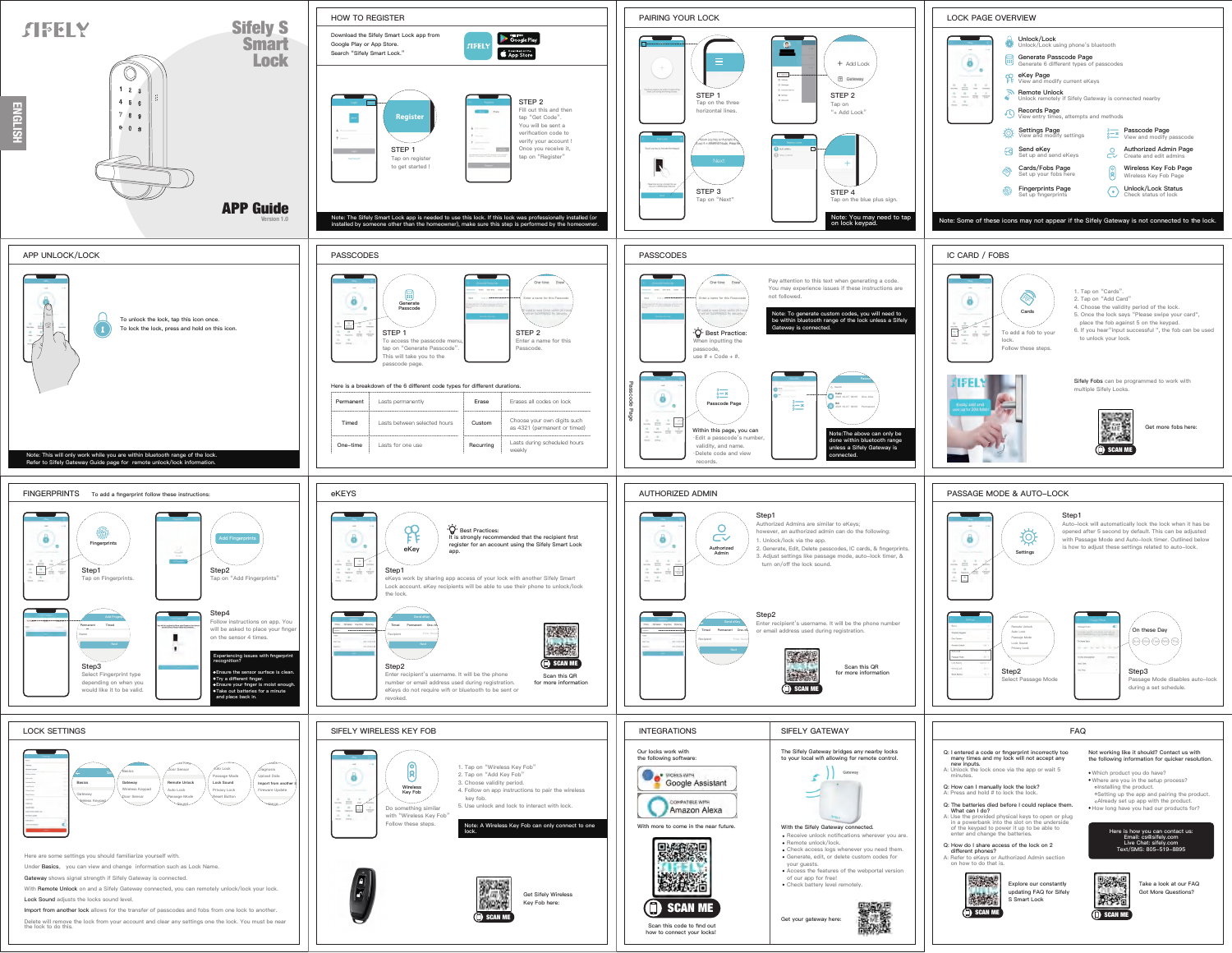# SIFELY

## Sifely S Smart Lock

ENGLISH

## APP Guide

Version 1.0

## HOW TO REGISTER

Download the Sifely Smart Lock app from Google Play or App Store. Search "Sifely Smart Lock."

Register

STEP 1
Tap on register to get started !

STEP 2
Fill out this and then tap "Get Code". You will be sent a verification code to verify your account ! Once you receive it, tap on "Register"

Note: The Sifely Smart Lock app is needed to use this lock. If this lock was professionally installed (or installed by someone other than the homeowner), make sure this step is performed by the homeowner.

## PAIRING YOUR LOCK

STEP 1
Tap on the three horizontal lines.

STEP 2
Tap on "+ Add Lock"

STEP 3
Tap on "Next"

STEP 4
Tap on the blue plus sign.

Note: You may need to tap on lock keypad.

## LOCK PAGE OVERVIEW

- **Unlock/Lock** – Unlock/Lock using phone's bluetooth
- **Generate Passcode Page** – Generate 6 different types of passcodes
- **eKey Page** – View and modify current eKeys
- **Remote Unlock** – Unlock remotely if Sifely Gateway is connected nearby
- **Records Page** – View entry times, attempts and methods
- **Settings Page** – View and modify settings
- **Passcode Page** – View and modify passcode
- **Send eKey** – Set up and send eKeys
- **Authorized Admin Page** – Create and edit admins
- **Cards/Fobs Page** – Set up your fobs here
- **Wireless Key Fob Page** – Wireless Key Fob Page
- **Fingerprints Page** – Set up fingerprints
- **Unlock/Lock Status** – Check status of lock

Note: Some of these icons may not appear if the Sifely Gateway is not connected to the lock.

## APP UNLOCK/LOCK

To unlock the lock, tap this icon once.
To lock the lock, press and hold on this icon.

Note: This will only work while you are within bluetooth range of the lock.
Refer to Sifely Gateway Guide page for remote unlock/lock information.

## PASSCODES

Generate Passcode

STEP 1
To access the passcode menu, tap on "Generate Passcode". This will take you to the passcode page.

STEP 2
Enter a name for this Passcode.

Here is a breakdown of the 6 different code types for different durations.

| | | | |
|---|---|---|---|
| Permanent | Lasts permanently | Erase | Erase all codes on lock |
| Timed | Lasts between selected hours | Custom | Choose your own digits such as 4321 (permanent or timed) |
| One-time | Lasts for one use | Recurring | Lasts during scheduled hours weekly |

## PASSCODES

Pay attention to this text when generating a code. You may experience issues if these instructions are not followed.

Note: To generate custom codes, you will need to be within bluetooth range of the lock unless a Sifely Gateway is connected.

Best Practice:
When inputting the passcode, use # + Code + #.

Passcode Page

Within this page, you can
·Edit a passcode's number, validity, and name.
·Delete code and view records.

Note: The above can only be done within bluetooth range unless a Sifely Gateway is connected.

## IC CARD / FOBS

Cards

To add a fob to your lock. Follow these steps.

1. Tap on "Cards".
2. Tap on "Add Card"
4. Choose the validity period of the lock.
5. Once the lock says "Please swipe your card", place the fob against 5 on the keypad.
6. If you hear "input successful ", the fob can be used to unlock your lock.

Sifely Fobs can be programmed to work with multiple Sifely Locks.

Get more fobs here:

SCAN ME

## FINGERPRINTS

To add a fingerprint follow these instructions:

Step1
Tap on Fingerprints.

Step2
Tap on "Add Fingerprints"

Step3
Select Fingerprint type depending on when you would like it to be valid.

Step4
Follow instructions on app. You will be asked to place your finger on the sensor 4 times.

Experiencing issues with fingerprint recognition?
- Ensure the sensor surface is clean.
- Try a different finger.
- Ensure your finger is moist enough.
- Take out batteries for a minute and place back in.

## eKEYS

Best Practices:
It is strongly recommended that the recipient first register for an account using the Sifely Smart Lock app.

Step1
eKeys work by sharing app access of your lock with another Sifely Smart Lock account. eKey recipients will be able to use their phone to unlock/lock the lock.

Step2
Enter recipient's username. It will be the phone number or email address used during registration. eKeys do not require wifi or bluetooth to be sent or revoked.

SCAN ME
Scan this QR for more information

## AUTHORIZED ADMIN

Step1
Authorized Admins are similar to eKeys; however, an authorized admin can do the following:
1. Unlock/lock via the app.
2. Generate, Edit, Delete passcodes, IC cards, & fingerprints.
3. Adjust settings like passage mode, auto-lock timer, & turn on/off the lock sound.

Step2
Enter recipient's username. It will be the phone number or email address used during registration.

SCAN ME
Scan this QR for more information

## PASSAGE MODE & AUTO-LOCK

Step1
Auto-lock will automatically lock the lock when it has be opened after 5 second by default. This can be adjusted with Passage Mode and Auto-lock timer. Outlined below is how to adjust these settings related to auto-lock.

Step2
Select Passage Mode

Step3
Passage Mode disables auto-lock during a set schedule.

## LOCK SETTINGS

Here are some settings you should familiarize yourself with.

Under **Basics**, you can view and change information such as Lock Name.

**Gateway** shows signal strength if Sifely Gateway is connected.

With **Remote Unlock** on and a Sifely Gateway connected, you can remotely unlock/lock your lock.

**Lock Sound** adjusts the locks sound level.

**Import from another lock** allows for the transfer of passcodes and fobs from one lock to another.

**Delete** will remove the lock from your account and clear any settings one the lock. You must be near the lock to do this.

## SIFELY WIRELESS KEY FOB

Wireless Key Fob

Do something similar with "Wireless Key Fob" Follow these steps.

1. Tap on "Wireless Key Fob"
2. Tap on "Add Key Fob"
3. Choose validity period.
4. Follow on app instructions to pair the wireless key fob.
5. Use unlock and lock to interact with lock.

Note: A Wireless Key Fob can only connect to one lock.

Get Sifely Wireless Key Fob here:

SCAN ME

## INTEGRATIONS

Our locks work with the following software:

WORKS WITH Google Assistant

COMPATIBLE WITH Amazon Alexa

With more to come in the near future.

SCAN ME

Scan this code to find out how to connect your locks!

## SIFELY GATEWAY

The Sifely Gateway bridges any nearby locks to your local wifi allowing for remote control.

With the Sifely Gateway connected.
- Receive unlock notifications wherever you are.
- Remote unlock/lock.
- Check access logs whenever you need them.
- Generate, edit, or delete custom codes for your guests.
- Access the features of the webportal version of our app for free!
- Check battery level remotely.

Get your gateway here:

## FAQ

Q: I entered a code or fingerprint incorrectly too many times and my lock will not accept any new inputs.
A: Unlock the lock once via the app or wait 5 minutes.

Q: How can I manually lock the lock?
A: Press and hold # to lock the lock.

Q: The batteries died before I could replace them. What can I do?
A: Use the provided physical keys to open or plug in a powerbank into the slot on the underside of the keypad to power it up to be able to enter and change the batteries.

Q: How do I share access of the lock on 2 different phones?
A: Refer to eKeys or Authorized Admin section on how to do that is.

Not working like it should? Contact us with the following information for quicker resolution.

- Which product you do have?
- Where are you in the setup process?
  - Installing the product.
  - Setting up the app and pairing the product.
  - Already set up app with the product.
- How long have you had our product for?

Here is how you can contact us:
Email: cs@sifely.com
Live Chat: sifely.com
Text/SMS: 805-519-8895

SCAN ME
Explore our constantly updating FAQ for Sifely S Smart Lock

SCAN ME
Take a look at our FAQ
Got More Questions?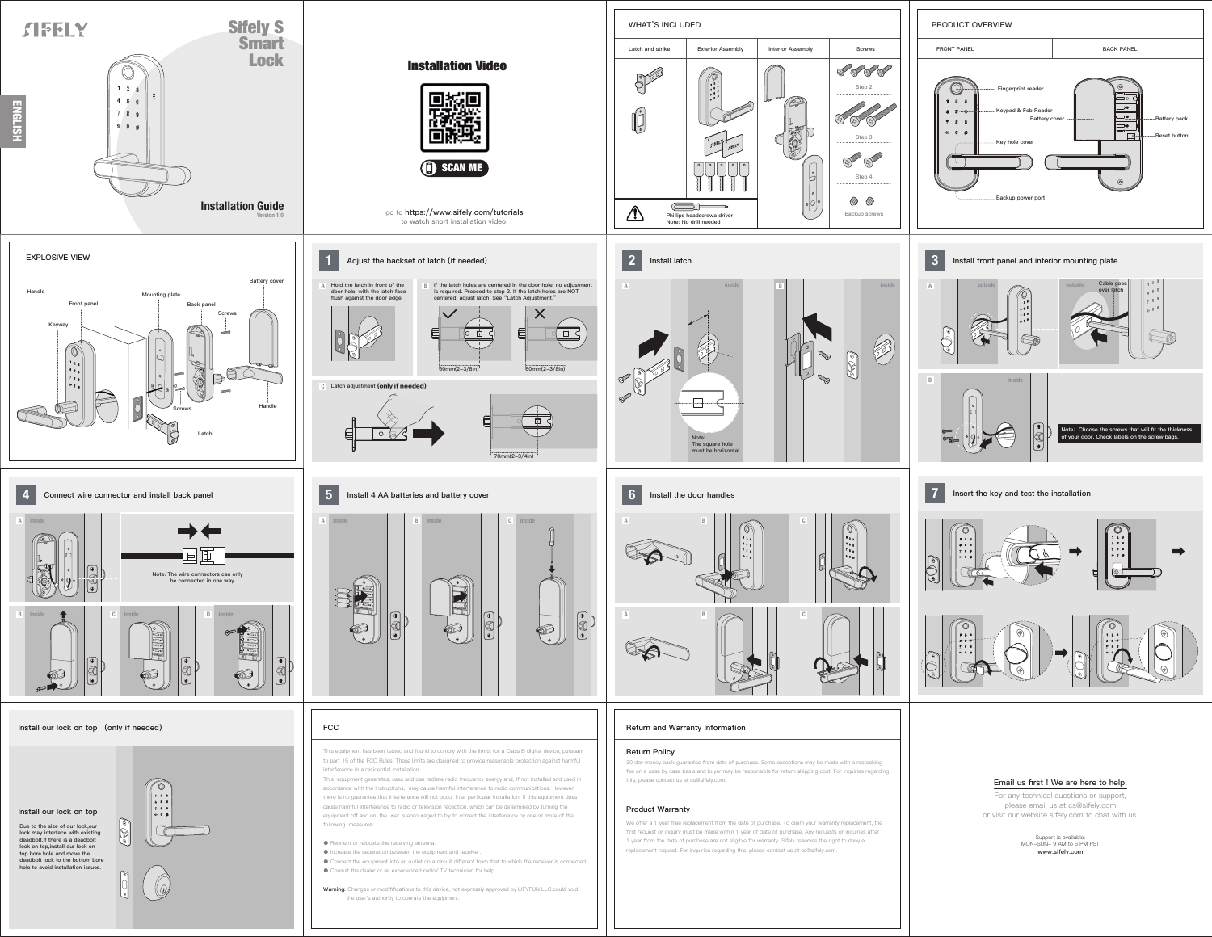# Sifely S Smart Lock

ENGLISH

## Installation Guide

Version 1.0

## Installation Video

SCAN ME

go to https://www.sifely.com/tutorials to watch short installation video.

## WHAT'S INCLUDED

| Latch and strike | Exterior Assembly | Interior Assembly | Screws |
|---|---|---|---|
| | | | Step 2 |
| | | | Step 3 |
| | | | Step 4 |
| | | | Backup screws |

Phillips headscrewa driver
Note: No drill needed

## PRODUCT OVERVIEW

FRONT PANEL

- Fingerprint reader
- Keypad & Fob Reader
- Key hole cover
- Backup power port

BACK PANEL

- Battery cover
- Battery pack
- Reset button

## EXPLOSIVE VIEW

Handle, Front panel, Keyway, Mounting plate, Back panel, Screws, Battery cover, Screws, Handle, Latch

## 1 Adjust the backset of latch (if needed)

A Hold the latch in front of the door hole, with the latch face flush against the door edge.

B If the latch holes are centered in the door hole, no adjustment is required. Proceed to step 2. If the latch holes are NOT centered, adjust latch. See "Latch Adjustment."

60mm(2-3/8in) 60mm(2-3/8in)

C Latch adjustment **(only if needed)**

70mm(2-3/4in)

## 2 Install latch

A inside B inside

Note:
The square hole must be horizontal

## 3 Install front panel and interior mounting plate

A outside B outside Cable goes over latch

B inside

Note: Choose the screws that will fit the thickness of your door. Check labels on the screw bags.

## 4 Connect wire connector and install back panel

A inside

Note: The wire connectors can only be connected in one way.

B inside C inside D inside

## 5 Install 4 AA batteries and battery cover

A inside B inside C inside

## 6 Install the door handles

A B C

A B C

## 7 Insert the key and test the installation

## Install our lock on top (only if needed)

Install our lock on top

Due to the size of our lock,our lock may interface with existing deadbolt.If there is a deadbolt lock on top,install our lock on top bore hole and move the deadbolt lock to the bottom bore hole to avoid installation issues.

## FCC

This equipment has been tested and found to comply with the limits for a Class B digital device, pursuant to part 15 of the FCC Rules. These limits are designed to provide reasonable protection against harmful interference in a residential installation.

This equipment generates, uses and can radiate radio frequency energy and, if not installed and used in accordance with the instructions, may cause harmful interference to radio communications. However, there is no guarantee that interference will not occur in a particular installation. If this equipment does cause harmful interference to radio or television reception, which can be determined by turning the equipment off and on, the user is encouraged to try to correct the interference by one or more of the following measures:

- Reorient or relocate the receiving antenna.
- Increase the separation between the equipment and receiver.
- Connect the equipment into an outlet on a circuit different from that to which the receiver is connected.
- Consult the dealer or an experienced radio/ TV technician for help.

**Warning**: Changes or modifications to this device, not expressly approved by LIFYFUN LLC.could void the user's authority to operate the equipment.

## Return and Warranty Information

### Return Policy

30 day money back guarantee from date of purchase. Some exceptions may be made with a restocking fee on a case by case basis and buyer may be responsible for return shipping cost. For inquiries regarding this, please contact us at cs@sifely.com.

### Product Warranty

We offer a 1 year free replacement from the date of purchase. To claim your warranty replacement, the first request or inquiry must be made within 1 year of date of purchase. Any requests or inquiries after 1 year from the date of purchase are not eligible for warranty. Sifely reserves the right to deny a replacement request. For inquiries regarding this, please contact us at cs@sifely.com.

**Email us first ! We are here to help.**

For any technical questions or support, please email us at cs@sifely.com or visit our website sifely.com to chat with us.

Support is available:
MON–SUN– 9 AM to 5 PM PST
www.sifely.com